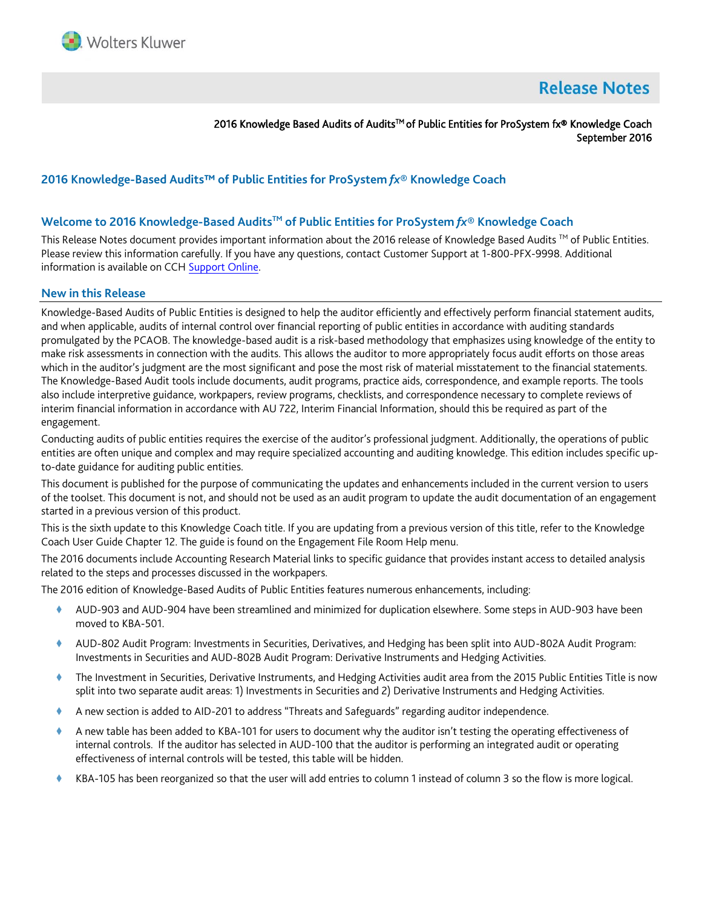Wolters Kluwer

# Release Notes

2016 Knowledge Based Audits of Audits™ of Public Entities for ProSystem fx® Knowledge Coach
September 2016

## 2016 Knowledge-Based Audits™ of Public Entities for ProSystem *fx*® Knowledge Coach

## Welcome to 2016 Knowledge-Based Audits™ of Public Entities for ProSystem *fx*® Knowledge Coach

This Release Notes document provides important information about the 2016 release of Knowledge Based Audits ™ of Public Entities. Please review this information carefully. If you have any questions, contact Customer Support at 1-800-PFX-9998. Additional information is available on CCH Support Online.

## New in this Release

Knowledge-Based Audits of Public Entities is designed to help the auditor efficiently and effectively perform financial statement audits, and when applicable, audits of internal control over financial reporting of public entities in accordance with auditing standards promulgated by the PCAOB. The knowledge-based audit is a risk-based methodology that emphasizes using knowledge of the entity to make risk assessments in connection with the audits. This allows the auditor to more appropriately focus audit efforts on those areas which in the auditor's judgment are the most significant and pose the most risk of material misstatement to the financial statements. The Knowledge-Based Audit tools include documents, audit programs, practice aids, correspondence, and example reports. The tools also include interpretive guidance, workpapers, review programs, checklists, and correspondence necessary to complete reviews of interim financial information in accordance with AU 722, Interim Financial Information, should this be required as part of the engagement.

Conducting audits of public entities requires the exercise of the auditor's professional judgment. Additionally, the operations of public entities are often unique and complex and may require specialized accounting and auditing knowledge. This edition includes specific up-to-date guidance for auditing public entities.

This document is published for the purpose of communicating the updates and enhancements included in the current version to users of the toolset. This document is not, and should not be used as an audit program to update the audit documentation of an engagement started in a previous version of this product.

This is the sixth update to this Knowledge Coach title. If you are updating from a previous version of this title, refer to the Knowledge Coach User Guide Chapter 12. The guide is found on the Engagement File Room Help menu.

The 2016 documents include Accounting Research Material links to specific guidance that provides instant access to detailed analysis related to the steps and processes discussed in the workpapers.

The 2016 edition of Knowledge-Based Audits of Public Entities features numerous enhancements, including:

- AUD-903 and AUD-904 have been streamlined and minimized for duplication elsewhere. Some steps in AUD-903 have been moved to KBA-501.
- AUD-802 Audit Program: Investments in Securities, Derivatives, and Hedging has been split into AUD-802A Audit Program: Investments in Securities and AUD-802B Audit Program: Derivative Instruments and Hedging Activities.
- The Investment in Securities, Derivative Instruments, and Hedging Activities audit area from the 2015 Public Entities Title is now split into two separate audit areas: 1) Investments in Securities and 2) Derivative Instruments and Hedging Activities.
- A new section is added to AID-201 to address "Threats and Safeguards" regarding auditor independence.
- A new table has been added to KBA-101 for users to document why the auditor isn't testing the operating effectiveness of internal controls. If the auditor has selected in AUD-100 that the auditor is performing an integrated audit or operating effectiveness of internal controls will be tested, this table will be hidden.
- KBA-105 has been reorganized so that the user will add entries to column 1 instead of column 3 so the flow is more logical.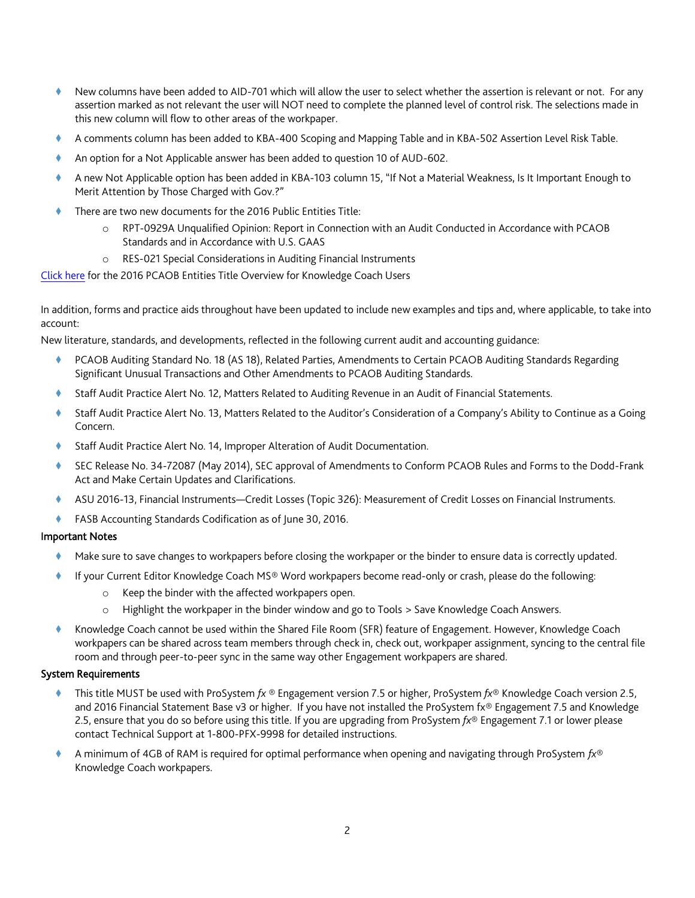- New columns have been added to AID-701 which will allow the user to select whether the assertion is relevant or not. For any assertion marked as not relevant the user will NOT need to complete the planned level of control risk. The selections made in this new column will flow to other areas of the workpaper.
- A comments column has been added to KBA-400 Scoping and Mapping Table and in KBA-502 Assertion Level Risk Table.
- An option for a Not Applicable answer has been added to question 10 of AUD-602.
- A new Not Applicable option has been added in KBA-103 column 15, "If Not a Material Weakness, Is It Important Enough to Merit Attention by Those Charged with Gov.?"
- There are two new documents for the 2016 Public Entities Title:
    - RPT-0929A Unqualified Opinion: Report in Connection with an Audit Conducted in Accordance with PCAOB Standards and in Accordance with U.S. GAAS
    - RES-021 Special Considerations in Auditing Financial Instruments

Click here for the 2016 PCAOB Entities Title Overview for Knowledge Coach Users

In addition, forms and practice aids throughout have been updated to include new examples and tips and, where applicable, to take into account:

New literature, standards, and developments, reflected in the following current audit and accounting guidance:

- PCAOB Auditing Standard No. 18 (AS 18), Related Parties, Amendments to Certain PCAOB Auditing Standards Regarding Significant Unusual Transactions and Other Amendments to PCAOB Auditing Standards.
- Staff Audit Practice Alert No. 12, Matters Related to Auditing Revenue in an Audit of Financial Statements.
- Staff Audit Practice Alert No. 13, Matters Related to the Auditor's Consideration of a Company's Ability to Continue as a Going Concern.
- Staff Audit Practice Alert No. 14, Improper Alteration of Audit Documentation.
- SEC Release No. 34-72087 (May 2014), SEC approval of Amendments to Conform PCAOB Rules and Forms to the Dodd-Frank Act and Make Certain Updates and Clarifications.
- ASU 2016-13, Financial Instruments—Credit Losses (Topic 326): Measurement of Credit Losses on Financial Instruments.
- FASB Accounting Standards Codification as of June 30, 2016.

### Important Notes

- Make sure to save changes to workpapers before closing the workpaper or the binder to ensure data is correctly updated.
- If your Current Editor Knowledge Coach MS® Word workpapers become read-only or crash, please do the following:
    - Keep the binder with the affected workpapers open.
    - Highlight the workpaper in the binder window and go to Tools > Save Knowledge Coach Answers.
- Knowledge Coach cannot be used within the Shared File Room (SFR) feature of Engagement. However, Knowledge Coach workpapers can be shared across team members through check in, check out, workpaper assignment, syncing to the central file room and through peer-to-peer sync in the same way other Engagement workpapers are shared.

### System Requirements

- This title MUST be used with ProSystem *fx* ® Engagement version 7.5 or higher, ProSystem *fx*® Knowledge Coach version 2.5, and 2016 Financial Statement Base v3 or higher. If you have not installed the ProSystem fx® Engagement 7.5 and Knowledge 2.5, ensure that you do so before using this title. If you are upgrading from ProSystem *fx*® Engagement 7.1 or lower please contact Technical Support at 1-800-PFX-9998 for detailed instructions.
- A minimum of 4GB of RAM is required for optimal performance when opening and navigating through ProSystem *fx*® Knowledge Coach workpapers.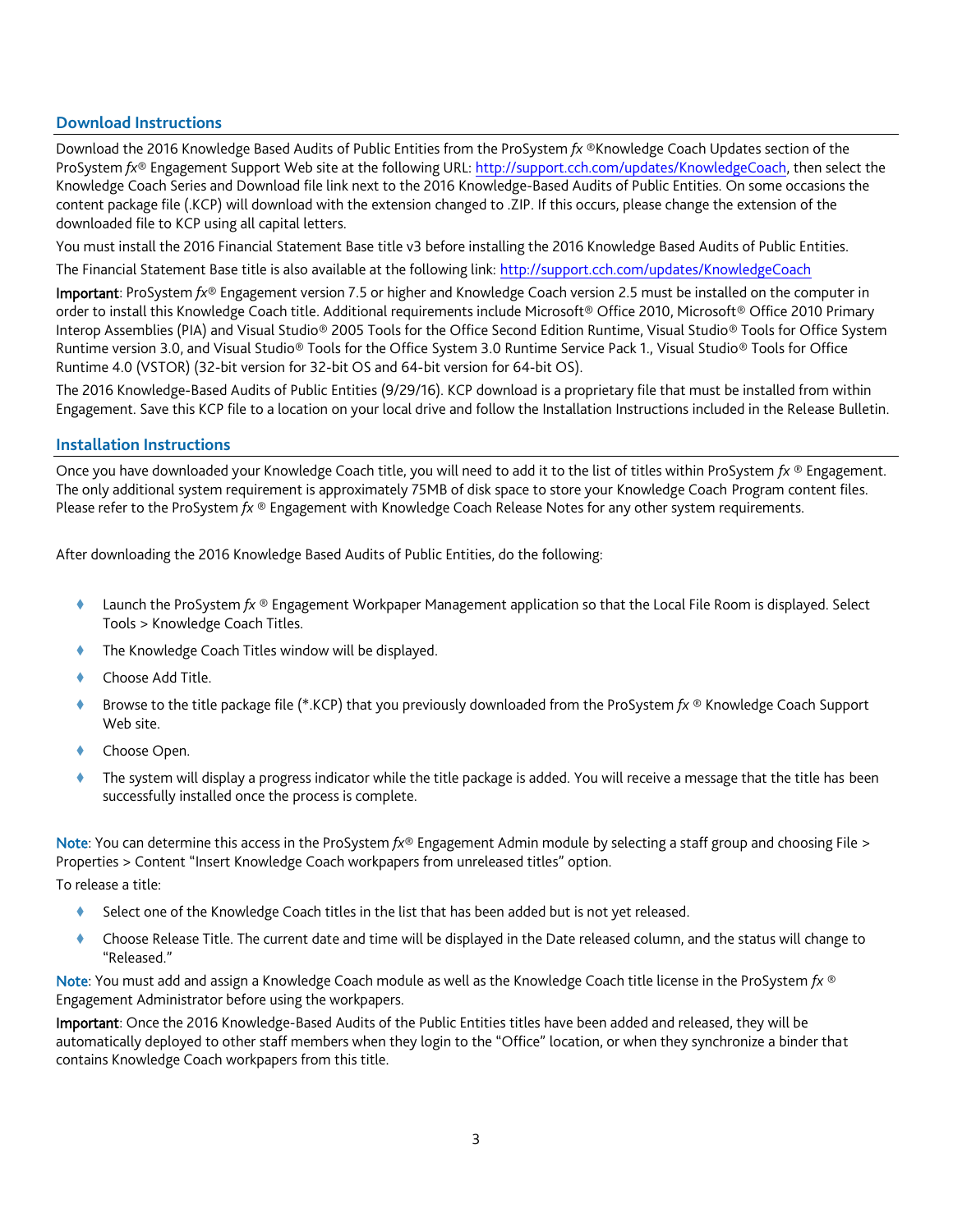## Download Instructions

Download the 2016 Knowledge Based Audits of Public Entities from the ProSystem *fx* ®Knowledge Coach Updates section of the ProSystem *fx*® Engagement Support Web site at the following URL: http://support.cch.com/updates/KnowledgeCoach, then select the Knowledge Coach Series and Download file link next to the 2016 Knowledge-Based Audits of Public Entities. On some occasions the content package file (.KCP) will download with the extension changed to .ZIP. If this occurs, please change the extension of the downloaded file to KCP using all capital letters.

You must install the 2016 Financial Statement Base title v3 before installing the 2016 Knowledge Based Audits of Public Entities.

The Financial Statement Base title is also available at the following link: http://support.cch.com/updates/KnowledgeCoach

**Important**: ProSystem *fx*® Engagement version 7.5 or higher and Knowledge Coach version 2.5 must be installed on the computer in order to install this Knowledge Coach title. Additional requirements include Microsoft® Office 2010, Microsoft® Office 2010 Primary Interop Assemblies (PIA) and Visual Studio® 2005 Tools for the Office Second Edition Runtime, Visual Studio® Tools for Office System Runtime version 3.0, and Visual Studio® Tools for the Office System 3.0 Runtime Service Pack 1., Visual Studio® Tools for Office Runtime 4.0 (VSTOR) (32-bit version for 32-bit OS and 64-bit version for 64-bit OS).

The 2016 Knowledge-Based Audits of Public Entities (9/29/16). KCP download is a proprietary file that must be installed from within Engagement. Save this KCP file to a location on your local drive and follow the Installation Instructions included in the Release Bulletin.

## Installation Instructions

Once you have downloaded your Knowledge Coach title, you will need to add it to the list of titles within ProSystem *fx* ® Engagement. The only additional system requirement is approximately 75MB of disk space to store your Knowledge Coach Program content files. Please refer to the ProSystem *fx* ® Engagement with Knowledge Coach Release Notes for any other system requirements.

After downloading the 2016 Knowledge Based Audits of Public Entities, do the following:

- Launch the ProSystem *fx* ® Engagement Workpaper Management application so that the Local File Room is displayed. Select Tools > Knowledge Coach Titles.
- The Knowledge Coach Titles window will be displayed.
- Choose Add Title.
- Browse to the title package file (*.KCP) that you previously downloaded from the ProSystem *fx* ® Knowledge Coach Support Web site.
- Choose Open.
- The system will display a progress indicator while the title package is added. You will receive a message that the title has been successfully installed once the process is complete.

Note: You can determine this access in the ProSystem *fx*® Engagement Admin module by selecting a staff group and choosing File > Properties > Content "Insert Knowledge Coach workpapers from unreleased titles" option.

To release a title:

- Select one of the Knowledge Coach titles in the list that has been added but is not yet released.
- Choose Release Title. The current date and time will be displayed in the Date released column, and the status will change to "Released."

Note: You must add and assign a Knowledge Coach module as well as the Knowledge Coach title license in the ProSystem *fx* ® Engagement Administrator before using the workpapers.

**Important**: Once the 2016 Knowledge-Based Audits of the Public Entities titles have been added and released, they will be automatically deployed to other staff members when they login to the "Office" location, or when they synchronize a binder that contains Knowledge Coach workpapers from this title.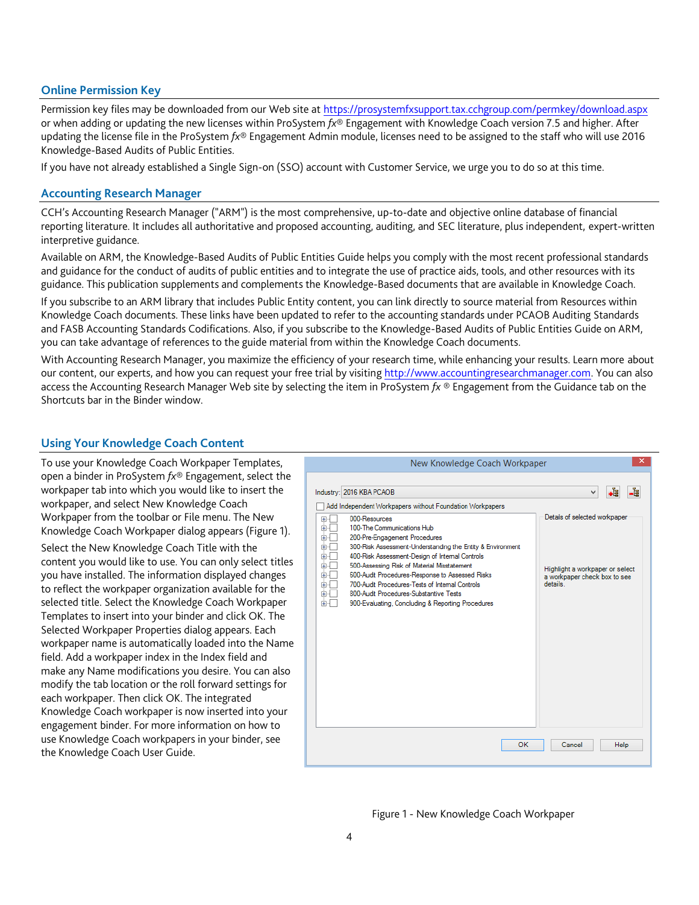## Online Permission Key

Permission key files may be downloaded from our Web site at https://prosystemfxsupport.tax.cchgroup.com/permkey/download.aspx or when adding or updating the new licenses within ProSystem *fx*® Engagement with Knowledge Coach version 7.5 and higher. After updating the license file in the ProSystem *fx*® Engagement Admin module, licenses need to be assigned to the staff who will use 2016 Knowledge-Based Audits of Public Entities.

If you have not already established a Single Sign-on (SSO) account with Customer Service, we urge you to do so at this time.

## Accounting Research Manager

CCH's Accounting Research Manager ("ARM") is the most comprehensive, up-to-date and objective online database of financial reporting literature. It includes all authoritative and proposed accounting, auditing, and SEC literature, plus independent, expert-written interpretive guidance.

Available on ARM, the Knowledge-Based Audits of Public Entities Guide helps you comply with the most recent professional standards and guidance for the conduct of audits of public entities and to integrate the use of practice aids, tools, and other resources with its guidance. This publication supplements and complements the Knowledge-Based documents that are available in Knowledge Coach.

If you subscribe to an ARM library that includes Public Entity content, you can link directly to source material from Resources within Knowledge Coach documents. These links have been updated to refer to the accounting standards under PCAOB Auditing Standards and FASB Accounting Standards Codifications. Also, if you subscribe to the Knowledge-Based Audits of Public Entities Guide on ARM, you can take advantage of references to the guide material from within the Knowledge Coach documents.

With Accounting Research Manager, you maximize the efficiency of your research time, while enhancing your results. Learn more about our content, our experts, and how you can request your free trial by visiting http://www.accountingresearchmanager.com. You can also access the Accounting Research Manager Web site by selecting the item in ProSystem *fx* ® Engagement from the Guidance tab on the Shortcuts bar in the Binder window.

## Using Your Knowledge Coach Content

To use your Knowledge Coach Workpaper Templates, open a binder in ProSystem *fx*® Engagement, select the workpaper tab into which you would like to insert the workpaper, and select New Knowledge Coach Workpaper from the toolbar or File menu. The New Knowledge Coach Workpaper dialog appears (Figure 1).

Select the New Knowledge Coach Title with the content you would like to use. You can only select titles you have installed. The information displayed changes to reflect the workpaper organization available for the selected title. Select the Knowledge Coach Workpaper Templates to insert into your binder and click OK. The Selected Workpaper Properties dialog appears. Each workpaper name is automatically loaded into the Name field. Add a workpaper index in the Index field and make any Name modifications you desire. You can also modify the tab location or the roll forward settings for each workpaper. Then click OK. The integrated Knowledge Coach workpaper is now inserted into your engagement binder. For more information on how to use Knowledge Coach workpapers in your binder, see the Knowledge Coach User Guide.

Figure 1 - New Knowledge Coach Workpaper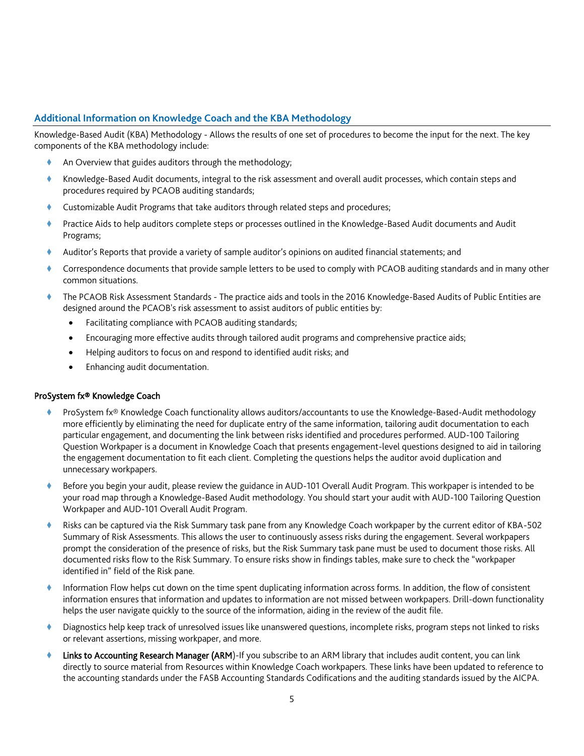## Additional Information on Knowledge Coach and the KBA Methodology

Knowledge-Based Audit (KBA) Methodology - Allows the results of one set of procedures to become the input for the next. The key components of the KBA methodology include:

- An Overview that guides auditors through the methodology;
- Knowledge-Based Audit documents, integral to the risk assessment and overall audit processes, which contain steps and procedures required by PCAOB auditing standards;
- Customizable Audit Programs that take auditors through related steps and procedures;
- Practice Aids to help auditors complete steps or processes outlined in the Knowledge-Based Audit documents and Audit Programs;
- Auditor's Reports that provide a variety of sample auditor's opinions on audited financial statements; and
- Correspondence documents that provide sample letters to be used to comply with PCAOB auditing standards and in many other common situations.
- The PCAOB Risk Assessment Standards - The practice aids and tools in the 2016 Knowledge-Based Audits of Public Entities are designed around the PCAOB's risk assessment to assist auditors of public entities by:
  - Facilitating compliance with PCAOB auditing standards;
  - Encouraging more effective audits through tailored audit programs and comprehensive practice aids;
  - Helping auditors to focus on and respond to identified audit risks; and
  - Enhancing audit documentation.

### ProSystem fx® Knowledge Coach

- ProSystem fx® Knowledge Coach functionality allows auditors/accountants to use the Knowledge-Based-Audit methodology more efficiently by eliminating the need for duplicate entry of the same information, tailoring audit documentation to each particular engagement, and documenting the link between risks identified and procedures performed. AUD-100 Tailoring Question Workpaper is a document in Knowledge Coach that presents engagement-level questions designed to aid in tailoring the engagement documentation to fit each client. Completing the questions helps the auditor avoid duplication and unnecessary workpapers.
- Before you begin your audit, please review the guidance in AUD-101 Overall Audit Program. This workpaper is intended to be your road map through a Knowledge-Based Audit methodology. You should start your audit with AUD-100 Tailoring Question Workpaper and AUD-101 Overall Audit Program.
- Risks can be captured via the Risk Summary task pane from any Knowledge Coach workpaper by the current editor of KBA-502 Summary of Risk Assessments. This allows the user to continuously assess risks during the engagement. Several workpapers prompt the consideration of the presence of risks, but the Risk Summary task pane must be used to document those risks. All documented risks flow to the Risk Summary. To ensure risks show in findings tables, make sure to check the "workpaper identified in" field of the Risk pane.
- Information Flow helps cut down on the time spent duplicating information across forms. In addition, the flow of consistent information ensures that information and updates to information are not missed between workpapers. Drill-down functionality helps the user navigate quickly to the source of the information, aiding in the review of the audit file.
- Diagnostics help keep track of unresolved issues like unanswered questions, incomplete risks, program steps not linked to risks or relevant assertions, missing workpaper, and more.
- **Links to Accounting Research Manager (ARM)**-If you subscribe to an ARM library that includes audit content, you can link directly to source material from Resources within Knowledge Coach workpapers. These links have been updated to reference to the accounting standards under the FASB Accounting Standards Codifications and the auditing standards issued by the AICPA.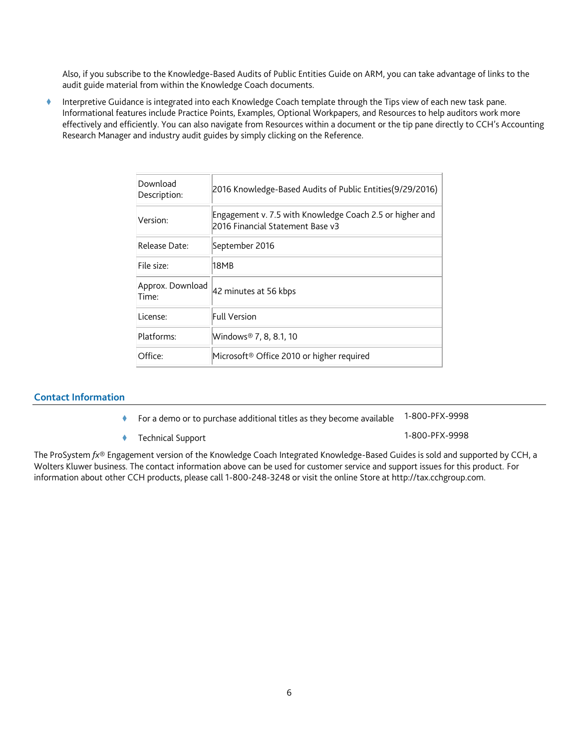Also, if you subscribe to the Knowledge-Based Audits of Public Entities Guide on ARM, you can take advantage of links to the audit guide material from within the Knowledge Coach documents.

- Interpretive Guidance is integrated into each Knowledge Coach template through the Tips view of each new task pane. Informational features include Practice Points, Examples, Optional Workpapers, and Resources to help auditors work more effectively and efficiently. You can also navigate from Resources within a document or the tip pane directly to CCH's Accounting Research Manager and industry audit guides by simply clicking on the Reference.

| | |
|---|---|
| Download Description: | 2016 Knowledge-Based Audits of Public Entities(9/29/2016) |
| Version: | Engagement v. 7.5 with Knowledge Coach 2.5 or higher and 2016 Financial Statement Base v3 |
| Release Date: | September 2016 |
| File size: | 18MB |
| Approx. Download Time: | 42 minutes at 56 kbps |
| License: | Full Version |
| Platforms: | Windows® 7, 8, 8.1, 10 |
| Office: | Microsoft® Office 2010 or higher required |

## Contact Information

- For a demo or to purchase additional titles as they become available 1-800-PFX-9998
- Technical Support 1-800-PFX-9998

The ProSystem *fx*® Engagement version of the Knowledge Coach Integrated Knowledge-Based Guides is sold and supported by CCH, a Wolters Kluwer business. The contact information above can be used for customer service and support issues for this product. For information about other CCH products, please call 1-800-248-3248 or visit the online Store at http://tax.cchgroup.com.